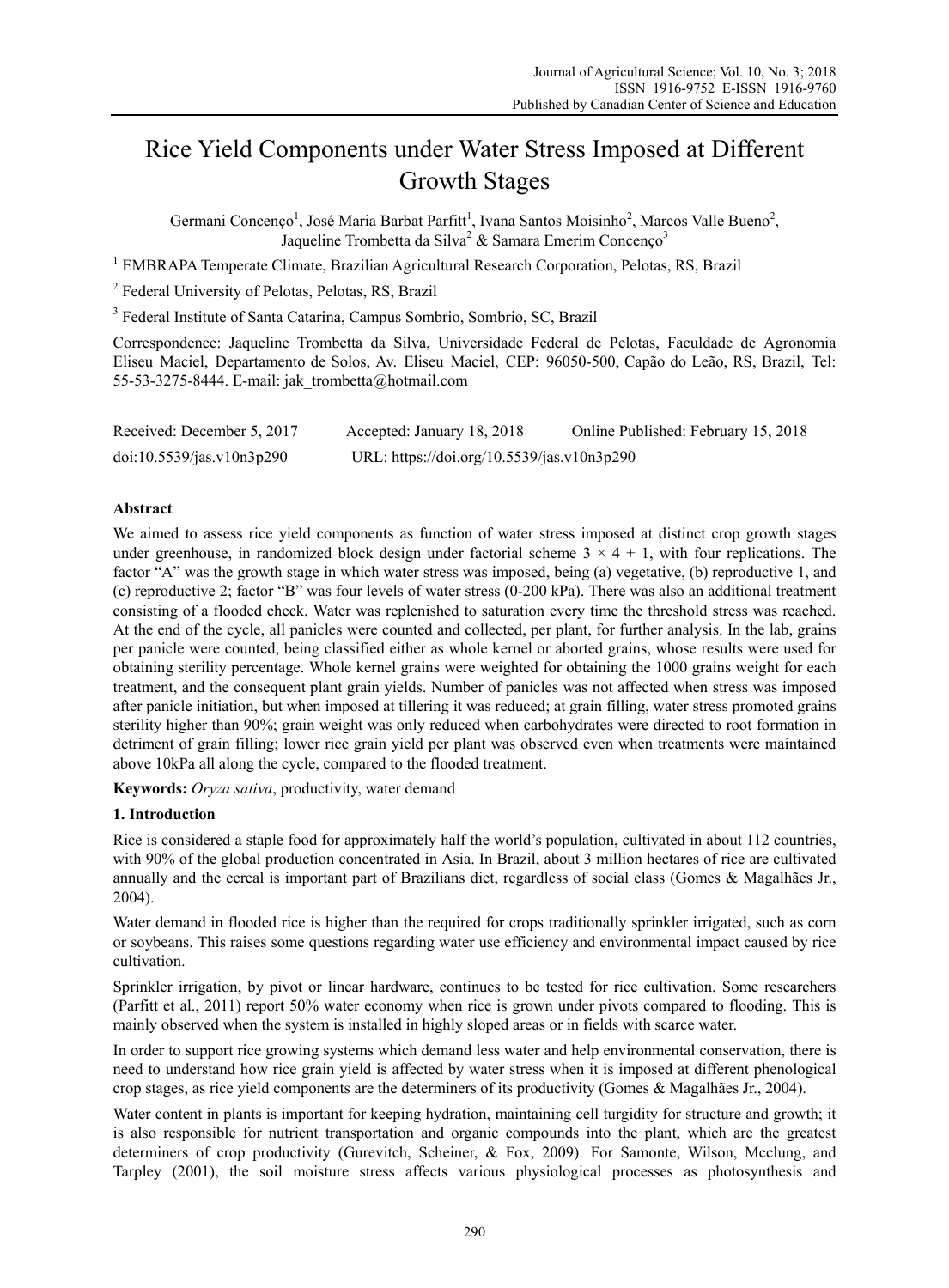# Rice Yield Components under Water Stress Imposed at Different Growth Stages

Germani Concenço[1], José Maria Barbat Parfitt[1], Ivana Santos Moisinho[2], Marcos Valle Bueno[2], Jaqueline Trombetta da Silva[2] & Samara Emerim Concenço[3]

[1] EMBRAPA Temperate Climate, Brazilian Agricultural Research Corporation, Pelotas, RS, Brazil

[2] Federal University of Pelotas, Pelotas, RS, Brazil

[3] Federal Institute of Santa Catarina, Campus Sombrio, Sombrio, SC, Brazil

Correspondence: Jaqueline Trombetta da Silva, Universidade Federal de Pelotas, Faculdade de Agronomia Eliseu Maciel, Departamento de Solos, Av. Eliseu Maciel, CEP: 96050-500, Capão do Leão, RS, Brazil, Tel: 55-53-3275-8444. E-mail: jak_trombetta@hotmail.com

Received: December 5, 2017 Accepted: January 18, 2018 Online Published: February 15, 2018

doi:10.5539/jas.v10n3p290 URL: https://doi.org/10.5539/jas.v10n3p290

## Abstract

We aimed to assess rice yield components as function of water stress imposed at distinct crop growth stages under greenhouse, in randomized block design under factorial scheme $3 \times 4 + 1$, with four replications. The factor "A" was the growth stage in which water stress was imposed, being (a) vegetative, (b) reproductive 1, and (c) reproductive 2; factor "B" was four levels of water stress (0-200 kPa). There was also an additional treatment consisting of a flooded check. Water was replenished to saturation every time the threshold stress was reached. At the end of the cycle, all panicles were counted and collected, per plant, for further analysis. In the lab, grains per panicle were counted, being classified either as whole kernel or aborted grains, whose results were used for obtaining sterility percentage. Whole kernel grains were weighted for obtaining the 1000 grains weight for each treatment, and the consequent plant grain yields. Number of panicles was not affected when stress was imposed after panicle initiation, but when imposed at tillering it was reduced; at grain filling, water stress promoted grains sterility higher than 90%; grain weight was only reduced when carbohydrates were directed to root formation in detriment of grain filling; lower rice grain yield per plant was observed even when treatments were maintained above 10kPa all along the cycle, compared to the flooded treatment.

**Keywords:** *Oryza sativa*, productivity, water demand

## 1. Introduction

Rice is considered a staple food for approximately half the world's population, cultivated in about 112 countries, with 90% of the global production concentrated in Asia. In Brazil, about 3 million hectares of rice are cultivated annually and the cereal is important part of Brazilians diet, regardless of social class (Gomes & Magalhães Jr., 2004).

Water demand in flooded rice is higher than the required for crops traditionally sprinkler irrigated, such as corn or soybeans. This raises some questions regarding water use efficiency and environmental impact caused by rice cultivation.

Sprinkler irrigation, by pivot or linear hardware, continues to be tested for rice cultivation. Some researchers (Parfitt et al., 2011) report 50% water economy when rice is grown under pivots compared to flooding. This is mainly observed when the system is installed in highly sloped areas or in fields with scarce water.

In order to support rice growing systems which demand less water and help environmental conservation, there is need to understand how rice grain yield is affected by water stress when it is imposed at different phenological crop stages, as rice yield components are the determiners of its productivity (Gomes & Magalhães Jr., 2004).

Water content in plants is important for keeping hydration, maintaining cell turgidity for structure and growth; it is also responsible for nutrient transportation and organic compounds into the plant, which are the greatest determiners of crop productivity (Gurevitch, Scheiner, & Fox, 2009). For Samonte, Wilson, Mcclung, and Tarpley (2001), the soil moisture stress affects various physiological processes as photosynthesis and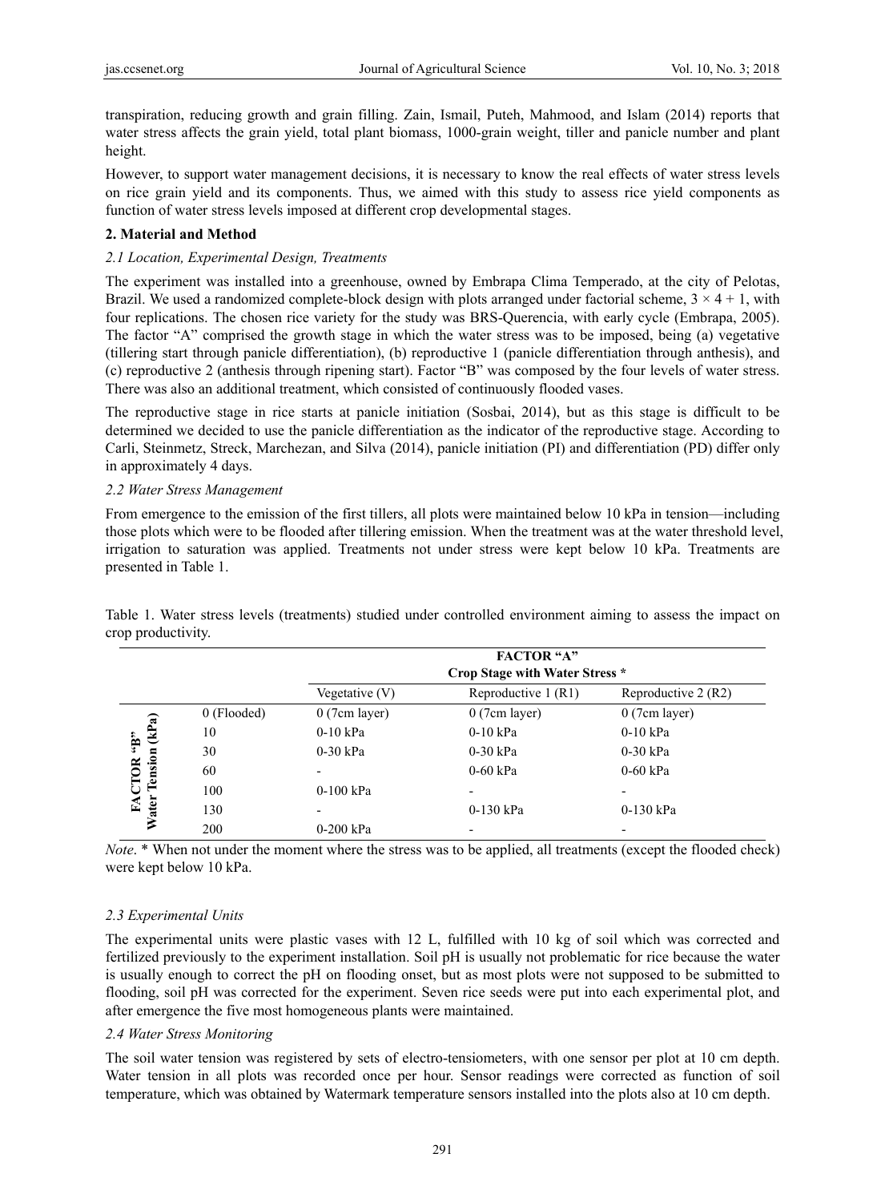transpiration, reducing growth and grain filling. Zain, Ismail, Puteh, Mahmood, and Islam (2014) reports that water stress affects the grain yield, total plant biomass, 1000-grain weight, tiller and panicle number and plant height.

However, to support water management decisions, it is necessary to know the real effects of water stress levels on rice grain yield and its components. Thus, we aimed with this study to assess rice yield components as function of water stress levels imposed at different crop developmental stages.

## 2. Material and Method

### *2.1 Location, Experimental Design, Treatments*

The experiment was installed into a greenhouse, owned by Embrapa Clima Temperado, at the city of Pelotas, Brazil. We used a randomized complete-block design with plots arranged under factorial scheme, $3 \times 4 + 1$, with four replications. The chosen rice variety for the study was BRS-Querencia, with early cycle (Embrapa, 2005). The factor "A" comprised the growth stage in which the water stress was to be imposed, being (a) vegetative (tillering start through panicle differentiation), (b) reproductive 1 (panicle differentiation through anthesis), and (c) reproductive 2 (anthesis through ripening start). Factor "B" was composed by the four levels of water stress. There was also an additional treatment, which consisted of continuously flooded vases.

The reproductive stage in rice starts at panicle initiation (Sosbai, 2014), but as this stage is difficult to be determined we decided to use the panicle differentiation as the indicator of the reproductive stage. According to Carli, Steinmetz, Streck, Marchezan, and Silva (2014), panicle initiation (PI) and differentiation (PD) differ only in approximately 4 days.

### *2.2 Water Stress Management*

From emergence to the emission of the first tillers, all plots were maintained below 10 kPa in tension—including those plots which were to be flooded after tillering emission. When the treatment was at the water threshold level, irrigation to saturation was applied. Treatments not under stress were kept below 10 kPa. Treatments are presented in Table 1.

Table 1. Water stress levels (treatments) studied under controlled environment aiming to assess the impact on crop productivity.

| | | **FACTOR "A"** | | |
|---|---|---|---|---|
| | | **Crop Stage with Water Stress \*** | | |
| | | Vegetative (V) | Reproductive 1 (R1) | Reproductive 2 (R2) |
| **FACTOR "B" Water Tension (kPa)** | 0 (Flooded) | 0 (7cm layer) | 0 (7cm layer) | 0 (7cm layer) |
| | 10 | 0-10 kPa | 0-10 kPa | 0-10 kPa |
| | 30 | 0-30 kPa | 0-30 kPa | 0-30 kPa |
| | 60 | - | 0-60 kPa | 0-60 kPa |
| | 100 | 0-100 kPa | - | - |
| | 130 | - | 0-130 kPa | 0-130 kPa |
| | 200 | 0-200 kPa | - | - |

*Note*. * When not under the moment where the stress was to be applied, all treatments (except the flooded check) were kept below 10 kPa.

### *2.3 Experimental Units*

The experimental units were plastic vases with 12 L, fulfilled with 10 kg of soil which was corrected and fertilized previously to the experiment installation. Soil pH is usually not problematic for rice because the water is usually enough to correct the pH on flooding onset, but as most plots were not supposed to be submitted to flooding, soil pH was corrected for the experiment. Seven rice seeds were put into each experimental plot, and after emergence the five most homogeneous plants were maintained.

### *2.4 Water Stress Monitoring*

The soil water tension was registered by sets of electro-tensiometers, with one sensor per plot at 10 cm depth. Water tension in all plots was recorded once per hour. Sensor readings were corrected as function of soil temperature, which was obtained by Watermark temperature sensors installed into the plots also at 10 cm depth.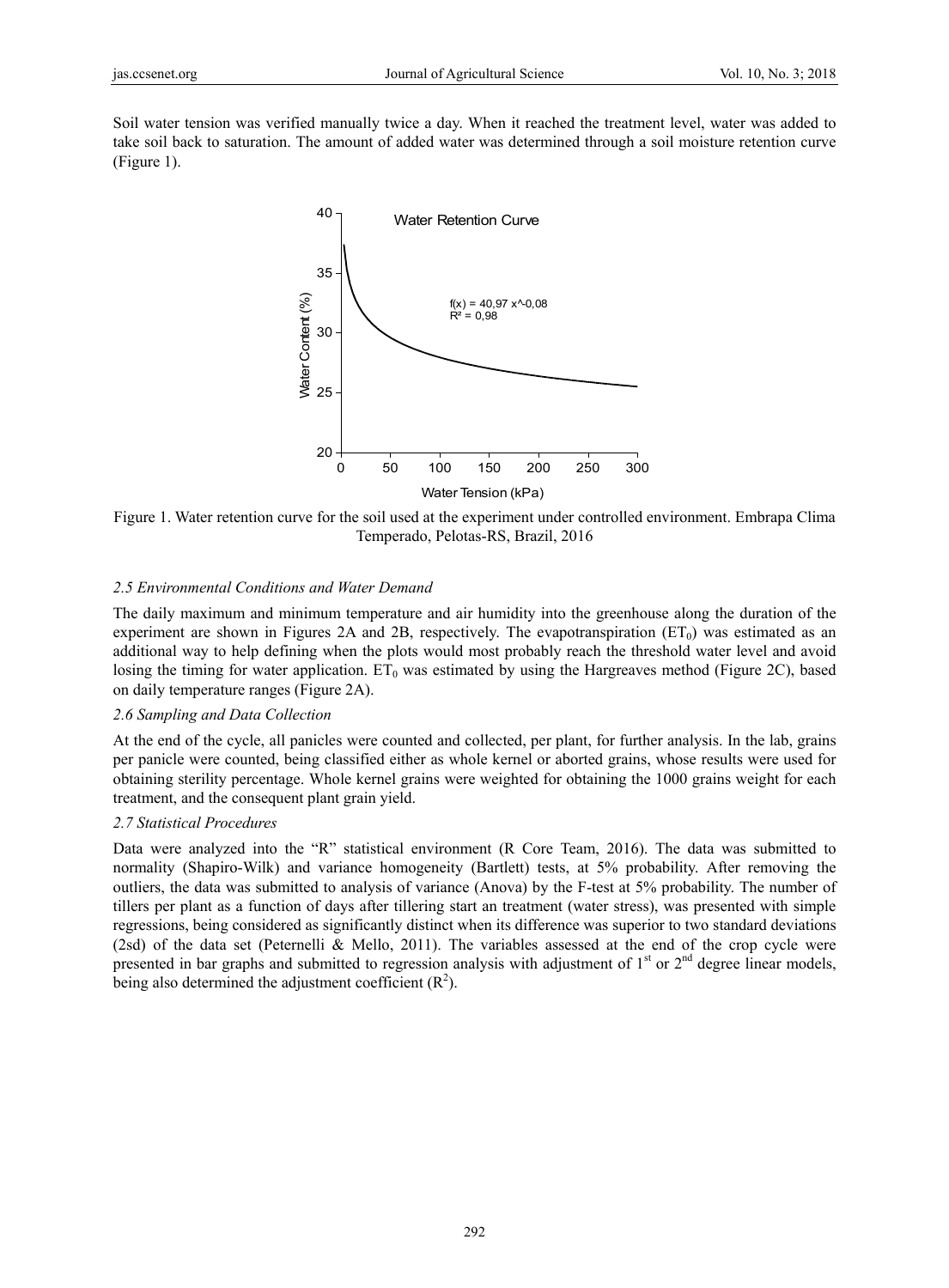Soil water tension was verified manually twice a day. When it reached the treatment level, water was added to take soil back to saturation. The amount of added water was determined through a soil moisture retention curve (Figure 1).

Figure 1. Water retention curve for the soil used at the experiment under controlled environment. Embrapa Clima Temperado, Pelotas-RS, Brazil, 2016

### *2.5 Environmental Conditions and Water Demand*

The daily maximum and minimum temperature and air humidity into the greenhouse along the duration of the experiment are shown in Figures 2A and 2B, respectively. The evapotranspiration ($ET_0$) was estimated as an additional way to help defining when the plots would most probably reach the threshold water level and avoid losing the timing for water application. $ET_0$ was estimated by using the Hargreaves method (Figure 2C), based on daily temperature ranges (Figure 2A).

### *2.6 Sampling and Data Collection*

At the end of the cycle, all panicles were counted and collected, per plant, for further analysis. In the lab, grains per panicle were counted, being classified either as whole kernel or aborted grains, whose results were used for obtaining sterility percentage. Whole kernel grains were weighted for obtaining the 1000 grains weight for each treatment, and the consequent plant grain yield.

### *2.7 Statistical Procedures*

Data were analyzed into the "R" statistical environment (R Core Team, 2016). The data was submitted to normality (Shapiro-Wilk) and variance homogeneity (Bartlett) tests, at 5% probability. After removing the outliers, the data was submitted to analysis of variance (Anova) by the F-test at 5% probability. The number of tillers per plant as a function of days after tillering start an treatment (water stress), was presented with simple regressions, being considered as significantly distinct when its difference was superior to two standard deviations (2sd) of the data set (Peternelli & Mello, 2011). The variables assessed at the end of the crop cycle were presented in bar graphs and submitted to regression analysis with adjustment of 1st or 2nd degree linear models, being also determined the adjustment coefficient ($R^2$).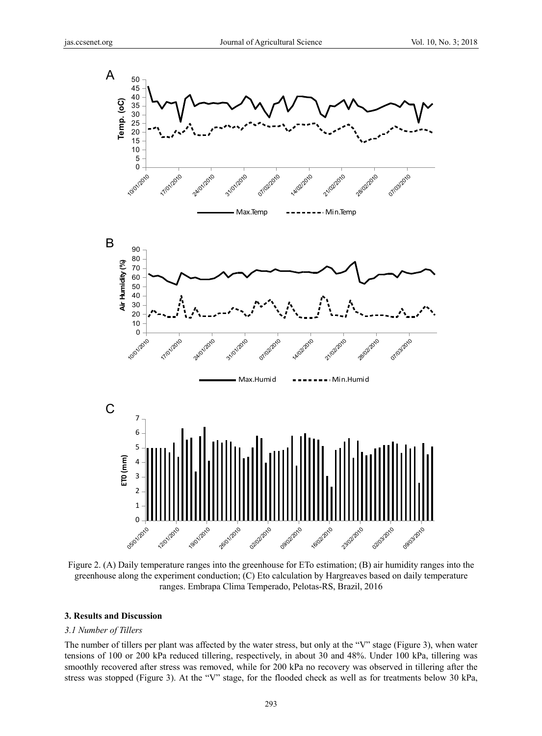Figure 2. (A) Daily temperature ranges into the greenhouse for ETo estimation; (B) air humidity ranges into the greenhouse along the experiment conduction; (C) Eto calculation by Hargreaves based on daily temperature ranges. Embrapa Clima Temperado, Pelotas-RS, Brazil, 2016

## 3. Results and Discussion

### *3.1 Number of Tillers*

The number of tillers per plant was affected by the water stress, but only at the "V" stage (Figure 3), when water tensions of 100 or 200 kPa reduced tillering, respectively, in about 30 and 48%. Under 100 kPa, tillering was smoothly recovered after stress was removed, while for 200 kPa no recovery was observed in tillering after the stress was stopped (Figure 3). At the "V" stage, for the flooded check as well as for treatments below 30 kPa,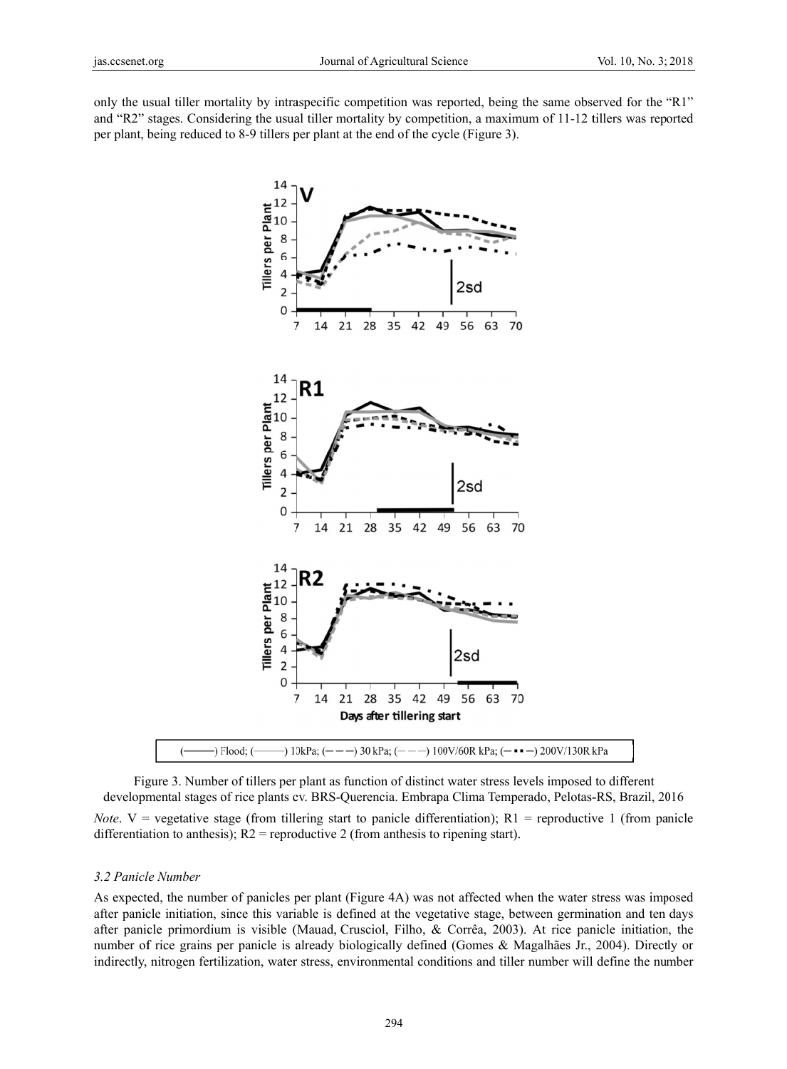only the usual tiller mortality by intraspecific competition was reported, being the same observed for the "R1" and "R2" stages. Considering the usual tiller mortality by competition, a maximum of 11-12 tillers was reported per plant, being reduced to 8-9 tillers per plant at the end of the cycle (Figure 3).

(——) Flood; (——) 10kPa; (– – –) 30 kPa; (– – –) 100V/60R kPa; (– ▪▪ –) 200V/130R kPa

Figure 3. Number of tillers per plant as function of distinct water stress levels imposed to different developmental stages of rice plants cv. BRS-Querencia. Embrapa Clima Temperado, Pelotas-RS, Brazil, 2016

*Note*. V = vegetative stage (from tillering start to panicle differentiation); R1 = reproductive 1 (from panicle differentiation to anthesis); R2 = reproductive 2 (from anthesis to ripening start).

### *3.2 Panicle Number*

As expected, the number of panicles per plant (Figure 4A) was not affected when the water stress was imposed after panicle initiation, since this variable is defined at the vegetative stage, between germination and ten days after panicle primordium is visible (Mauad, Crusciol, Filho, & Corrêa, 2003). At rice panicle initiation, the number of rice grains per panicle is already biologically defined (Gomes & Magalhães Jr., 2004). Directly or indirectly, nitrogen fertilization, water stress, environmental conditions and tiller number will define the number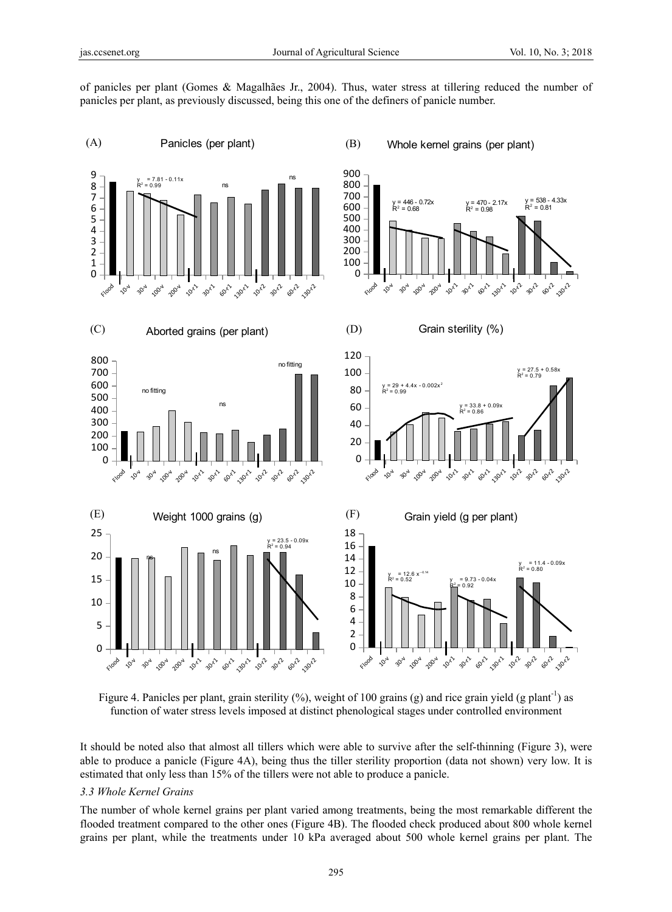of panicles per plant (Gomes & Magalhães Jr., 2004). Thus, water stress at tillering reduced the number of panicles per plant, as previously discussed, being this one of the definers of panicle number.

Figure 4. Panicles per plant, grain sterility (%), weight of 100 grains (g) and rice grain yield (g plant$^{-1}$) as function of water stress levels imposed at distinct phenological stages under controlled environment

It should be noted also that almost all tillers which were able to survive after the self-thinning (Figure 3), were able to produce a panicle (Figure 4A), being thus the tiller sterility proportion (data not shown) very low. It is estimated that only less than 15% of the tillers were not able to produce a panicle.

### 3.3 Whole Kernel Grains

The number of whole kernel grains per plant varied among treatments, being the most remarkable different the flooded treatment compared to the other ones (Figure 4B). The flooded check produced about 800 whole kernel grains per plant, while the treatments under 10 kPa averaged about 500 whole kernel grains per plant. The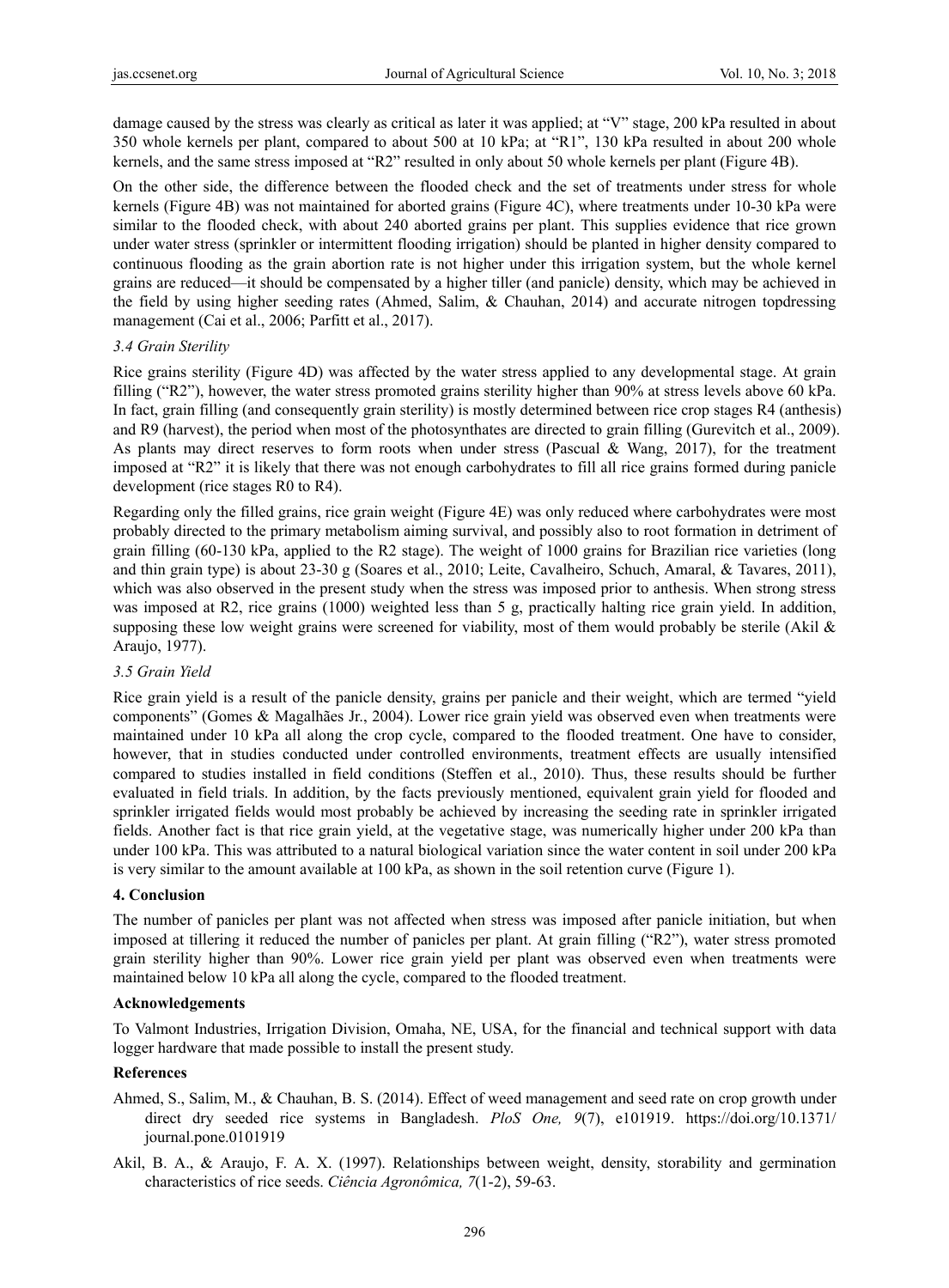damage caused by the stress was clearly as critical as later it was applied; at "V" stage, 200 kPa resulted in about 350 whole kernels per plant, compared to about 500 at 10 kPa; at "R1", 130 kPa resulted in about 200 whole kernels, and the same stress imposed at "R2" resulted in only about 50 whole kernels per plant (Figure 4B).

On the other side, the difference between the flooded check and the set of treatments under stress for whole kernels (Figure 4B) was not maintained for aborted grains (Figure 4C), where treatments under 10-30 kPa were similar to the flooded check, with about 240 aborted grains per plant. This supplies evidence that rice grown under water stress (sprinkler or intermittent flooding irrigation) should be planted in higher density compared to continuous flooding as the grain abortion rate is not higher under this irrigation system, but the whole kernel grains are reduced—it should be compensated by a higher tiller (and panicle) density, which may be achieved in the field by using higher seeding rates (Ahmed, Salim, & Chauhan, 2014) and accurate nitrogen topdressing management (Cai et al., 2006; Parfitt et al., 2017).

### 3.4 Grain Sterility

Rice grains sterility (Figure 4D) was affected by the water stress applied to any developmental stage. At grain filling ("R2"), however, the water stress promoted grains sterility higher than 90% at stress levels above 60 kPa. In fact, grain filling (and consequently grain sterility) is mostly determined between rice crop stages R4 (anthesis) and R9 (harvest), the period when most of the photosynthates are directed to grain filling (Gurevitch et al., 2009). As plants may direct reserves to form roots when under stress (Pascual & Wang, 2017), for the treatment imposed at "R2" it is likely that there was not enough carbohydrates to fill all rice grains formed during panicle development (rice stages R0 to R4).

Regarding only the filled grains, rice grain weight (Figure 4E) was only reduced where carbohydrates were most probably directed to the primary metabolism aiming survival, and possibly also to root formation in detriment of grain filling (60-130 kPa, applied to the R2 stage). The weight of 1000 grains for Brazilian rice varieties (long and thin grain type) is about 23-30 g (Soares et al., 2010; Leite, Cavalheiro, Schuch, Amaral, & Tavares, 2011), which was also observed in the present study when the stress was imposed prior to anthesis. When strong stress was imposed at R2, rice grains (1000) weighted less than 5 g, practically halting rice grain yield. In addition, supposing these low weight grains were screened for viability, most of them would probably be sterile (Akil & Araujo, 1977).

### 3.5 Grain Yield

Rice grain yield is a result of the panicle density, grains per panicle and their weight, which are termed "yield components" (Gomes & Magalhães Jr., 2004). Lower rice grain yield was observed even when treatments were maintained under 10 kPa all along the crop cycle, compared to the flooded treatment. One have to consider, however, that in studies conducted under controlled environments, treatment effects are usually intensified compared to studies installed in field conditions (Steffen et al., 2010). Thus, these results should be further evaluated in field trials. In addition, by the facts previously mentioned, equivalent grain yield for flooded and sprinkler irrigated fields would most probably be achieved by increasing the seeding rate in sprinkler irrigated fields. Another fact is that rice grain yield, at the vegetative stage, was numerically higher under 200 kPa than under 100 kPa. This was attributed to a natural biological variation since the water content in soil under 200 kPa is very similar to the amount available at 100 kPa, as shown in the soil retention curve (Figure 1).

## 4. Conclusion

The number of panicles per plant was not affected when stress was imposed after panicle initiation, but when imposed at tillering it reduced the number of panicles per plant. At grain filling ("R2"), water stress promoted grain sterility higher than 90%. Lower rice grain yield per plant was observed even when treatments were maintained below 10 kPa all along the cycle, compared to the flooded treatment.

## Acknowledgements

To Valmont Industries, Irrigation Division, Omaha, NE, USA, for the financial and technical support with data logger hardware that made possible to install the present study.

## References

Ahmed, S., Salim, M., & Chauhan, B. S. (2014). Effect of weed management and seed rate on crop growth under direct dry seeded rice systems in Bangladesh. *PloS One, 9*(7), e101919. https://doi.org/10.1371/journal.pone.0101919

Akil, B. A., & Araujo, F. A. X. (1997). Relationships between weight, density, storability and germination characteristics of rice seeds. *Ciência Agronômica, 7*(1-2), 59-63.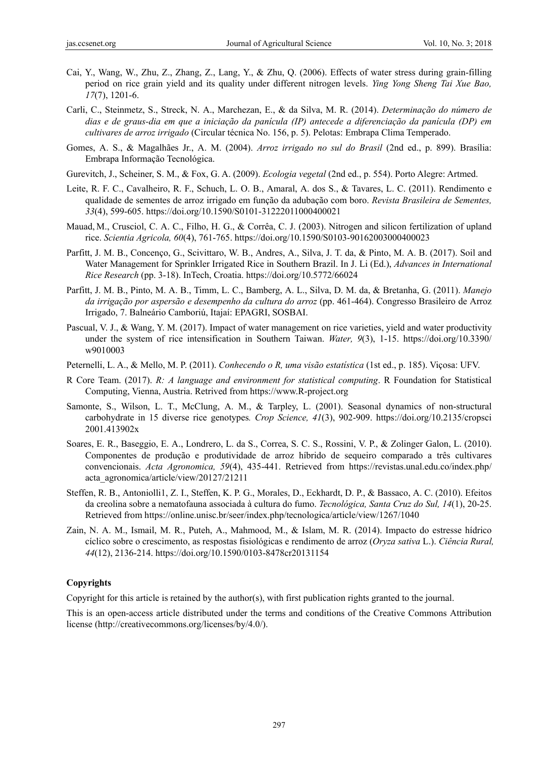Cai, Y., Wang, W., Zhu, Z., Zhang, Z., Lang, Y., & Zhu, Q. (2006). Effects of water stress during grain-filling period on rice grain yield and its quality under different nitrogen levels. *Ying Yong Sheng Tai Xue Bao, 17*(7), 1201-6.

Carli, C., Steinmetz, S., Streck, N. A., Marchezan, E., & da Silva, M. R. (2014). *Determinação do número de dias e de graus-dia em que a iniciação da panícula (IP) antecede a diferenciação da panícula (DP) em cultivares de arroz irrigado* (Circular técnica No. 156, p. 5). Pelotas: Embrapa Clima Temperado.

Gomes, A. S., & Magalhães Jr., A. M. (2004). *Arroz irrigado no sul do Brasil* (2nd ed., p. 899). Brasília: Embrapa Informação Tecnológica.

Gurevitch, J., Scheiner, S. M., & Fox, G. A. (2009). *Ecologia vegetal* (2nd ed., p. 554). Porto Alegre: Artmed.

Leite, R. F. C., Cavalheiro, R. F., Schuch, L. O. B., Amaral, A. dos S., & Tavares, L. C. (2011). Rendimento e qualidade de sementes de arroz irrigado em função da adubação com boro. *Revista Brasileira de Sementes, 33*(4), 599-605. https://doi.org/10.1590/S0101-31222011000400021

Mauad, M., Crusciol, C. A. C., Filho, H. G., & Corrêa, C. J. (2003). Nitrogen and silicon fertilization of upland rice. *Scientia Agricola, 60*(4), 761-765. https://doi.org/10.1590/S0103-90162003000400023

Parfitt, J. M. B., Concenço, G., Scivittaro, W. B., Andres, A., Silva, J. T. da, & Pinto, M. A. B. (2017). Soil and Water Management for Sprinkler Irrigated Rice in Southern Brazil. In J. Li (Ed.), *Advances in International Rice Research* (pp. 3-18). InTech, Croatia. https://doi.org/10.5772/66024

Parfitt, J. M. B., Pinto, M. A. B., Timm, L. C., Bamberg, A. L., Silva, D. M. da, & Bretanha, G. (2011). *Manejo da irrigação por aspersão e desempenho da cultura do arroz* (pp. 461-464). Congresso Brasileiro de Arroz Irrigado, 7. Balneário Camboriú, Itajaí: EPAGRI, SOSBAI.

Pascual, V. J., & Wang, Y. M. (2017). Impact of water management on rice varieties, yield and water productivity under the system of rice intensification in Southern Taiwan. *Water, 9*(3), 1-15. https://doi.org/10.3390/w9010003

Peternelli, L. A., & Mello, M. P. (2011). *Conhecendo o R, uma visão estatística* (1st ed., p. 185). Viçosa: UFV.

R Core Team. (2017). *R: A language and environment for statistical computing*. R Foundation for Statistical Computing, Vienna, Austria. Retrived from https://www.R-project.org

Samonte, S., Wilson, L. T., McClung, A. M., & Tarpley, L. (2001). Seasonal dynamics of non-structural carbohydrate in 15 diverse rice genotypes*. Crop Science, 41*(3), 902-909. https://doi.org/10.2135/cropsci2001.413902x

Soares, E. R., Baseggio, E. A., Londrero, L. da S., Correa, S. C. S., Rossini, V. P., & Zolinger Galon, L. (2010). Componentes de produção e produtividade de arroz híbrido de sequeiro comparado a três cultivares convencionais. *Acta Agronomica, 59*(4), 435-441. Retrieved from https://revistas.unal.edu.co/index.php/acta_agronomica/article/view/20127/21211

Steffen, R. B., Antoniolli1, Z. I., Steffen, K. P. G., Morales, D., Eckhardt, D. P., & Bassaco, A. C. (2010). Efeitos da creolina sobre a nematofauna associada à cultura do fumo. *Tecnológica, Santa Cruz do Sul, 14*(1), 20-25. Retrieved from https://online.unisc.br/seer/index.php/tecnologica/article/view/1267/1040

Zain, N. A. M., Ismail, M. R., Puteh, A., Mahmood, M., & Islam, M. R. (2014). Impacto do estresse hídrico cíclico sobre o crescimento, as respostas fisiológicas e rendimento de arroz (*Oryza sativa* L.). *Ciência Rural, 44*(12), 2136-214. https://doi.org/10.1590/0103-8478cr20131154

**Copyrights**

Copyright for this article is retained by the author(s), with first publication rights granted to the journal.

This is an open-access article distributed under the terms and conditions of the Creative Commons Attribution license (http://creativecommons.org/licenses/by/4.0/).